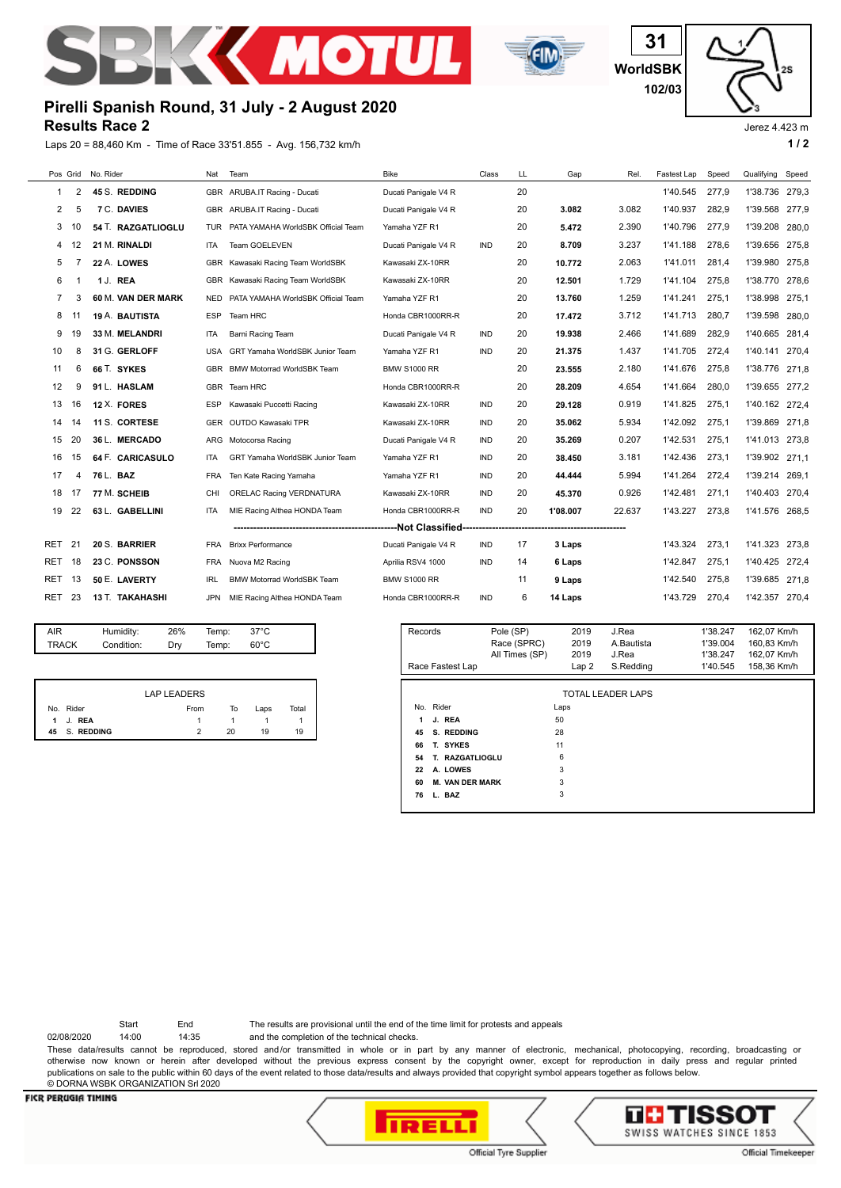# Pirelli Spanish Round, 31 July - 2 August 2020

## Results Race 2

31 WorldSBK 102/03

Jerez 4.423 m

Laps 20 = 88,460 Km - Time of Race 33'51.855 - Avg. 156,732 km/h

| Pos | Grid | No. Rider | Nat | Team | Bike | Class | LL | Gap | Rel. | Fastest Lap | Speed | Qualifying | Speed |
|---|---|---|---|---|---|---|---|---|---|---|---|---|---|
| 1 | 2 | 45 S. REDDING | GBR | ARUBA.IT Racing - Ducati | Ducati Panigale V4 R | | 20 | | | 1'40.545 | 277,9 | 1'38.736 | 279,3 |
| 2 | 5 | 7 C. DAVIES | GBR | ARUBA.IT Racing - Ducati | Ducati Panigale V4 R | | 20 | 3.082 | 3.082 | 1'40.937 | 282,9 | 1'39.568 | 277,9 |
| 3 | 10 | 54 T. RAZGATLIOGLU | TUR | PATA YAMAHA WorldSBK Official Team | Yamaha YZF R1 | | 20 | 5.472 | 2.390 | 1'40.796 | 277,9 | 1'39.208 | 280,0 |
| 4 | 12 | 21 M. RINALDI | ITA | Team GOELEVEN | Ducati Panigale V4 R | IND | 20 | 8.709 | 3.237 | 1'41.188 | 278,6 | 1'39.656 | 275,8 |
| 5 | 7 | 22 A. LOWES | GBR | Kawasaki Racing Team WorldSBK | Kawasaki ZX-10RR | | 20 | 10.772 | 2.063 | 1'41.011 | 281,4 | 1'39.980 | 275,8 |
| 6 | 1 | 1 J. REA | GBR | Kawasaki Racing Team WorldSBK | Kawasaki ZX-10RR | | 20 | 12.501 | 1.729 | 1'41.104 | 275,8 | 1'38.770 | 278,6 |
| 7 | 3 | 60 M. VAN DER MARK | NED | PATA YAMAHA WorldSBK Official Team | Yamaha YZF R1 | | 20 | 13.760 | 1.259 | 1'41.241 | 275,1 | 1'38.998 | 275,1 |
| 8 | 11 | 19 A. BAUTISTA | ESP | Team HRC | Honda CBR1000RR-R | | 20 | 17.472 | 3.712 | 1'41.713 | 280,7 | 1'39.598 | 280,0 |
| 9 | 19 | 33 M. MELANDRI | ITA | Barni Racing Team | Ducati Panigale V4 R | IND | 20 | 19.938 | 2.466 | 1'41.689 | 282,9 | 1'40.665 | 281,4 |
| 10 | 8 | 31 G. GERLOFF | USA | GRT Yamaha WorldSBK Junior Team | Yamaha YZF R1 | IND | 20 | 21.375 | 1.437 | 1'41.705 | 272,4 | 1'40.141 | 270,4 |
| 11 | 6 | 66 T. SYKES | GBR | BMW Motorrad WorldSBK Team | BMW S1000 RR | | 20 | 23.555 | 2.180 | 1'41.676 | 275,8 | 1'38.776 | 271,8 |
| 12 | 9 | 91 L. HASLAM | GBR | Team HRC | Honda CBR1000RR-R | | 20 | 28.209 | 4.654 | 1'41.664 | 280,0 | 1'39.655 | 277,2 |
| 13 | 16 | 12 X. FORES | ESP | Kawasaki Puccetti Racing | Kawasaki ZX-10RR | IND | 20 | 29.128 | 0.919 | 1'41.825 | 275,1 | 1'40.162 | 272,4 |
| 14 | 14 | 11 S. CORTESE | GER | OUTDO Kawasaki TPR | Kawasaki ZX-10RR | IND | 20 | 35.062 | 5.934 | 1'42.092 | 275,1 | 1'39.869 | 271,8 |
| 15 | 20 | 36 L. MERCADO | ARG | Motocorsa Racing | Ducati Panigale V4 R | IND | 20 | 35.269 | 0.207 | 1'42.531 | 275,1 | 1'41.013 | 273,8 |
| 16 | 15 | 64 F. CARICASULO | ITA | GRT Yamaha WorldSBK Junior Team | Yamaha YZF R1 | IND | 20 | 38.450 | 3.181 | 1'42.436 | 273,1 | 1'39.902 | 271,1 |
| 17 | 4 | 76 L. BAZ | FRA | Ten Kate Racing Yamaha | Yamaha YZF R1 | IND | 20 | 44.444 | 5.994 | 1'41.264 | 272,4 | 1'39.214 | 269,1 |
| 18 | 17 | 77 M. SCHEIB | CHI | ORELAC Racing VERDNATURA | Kawasaki ZX-10RR | IND | 20 | 45.370 | 0.926 | 1'42.481 | 271,1 | 1'40.403 | 270,4 |
| 19 | 22 | 63 L. GABELLINI | ITA | MIE Racing Althea HONDA Team | Honda CBR1000RR-R | IND | 20 | 1'08.007 | 22.637 | 1'43.227 | 273,8 | 1'41.576 | 268,5 |
| | | | | | Not Classified | | | | | | | | |
| RET | 21 | 20 S. BARRIER | FRA | Brixx Performance | Ducati Panigale V4 R | IND | 17 | 3 Laps | | 1'43.324 | 273,1 | 1'41.323 | 273,8 |
| RET | 18 | 23 C. PONSSON | FRA | Nuova M2 Racing | Aprilia RSV4 1000 | IND | 14 | 6 Laps | | 1'42.847 | 275,1 | 1'40.425 | 272,4 |
| RET | 13 | 50 E. LAVERTY | IRL | BMW Motorrad WorldSBK Team | BMW S1000 RR | | 11 | 9 Laps | | 1'42.540 | 275,8 | 1'39.685 | 271,8 |
| RET | 23 | 13 T. TAKAHASHI | JPN | MIE Racing Althea HONDA Team | Honda CBR1000RR-R | IND | 6 | 14 Laps | | 1'43.729 | 270,4 | 1'42.357 | 270,4 |

| | | | | |
|---|---|---|---|---|
| AIR | Humidity: | 26% | Temp: | 37°C |
| TRACK | Condition: | Dry | Temp: | 60°C |

| Records | | | | | |
|---|---|---|---|---|---|
| | Pole (SP) | 2019 | J.Rea | 1'38.247 | 162,07 Km/h |
| | Race (SPRC) | 2019 | A.Bautista | 1'39.004 | 160,83 Km/h |
| | All Times (SP) | 2019 | J.Rea | 1'38.247 | 162,07 Km/h |
| Race Fastest Lap | | Lap 2 | S.Redding | 1'40.545 | 158,36 Km/h |

**LAP LEADERS**

| No. | Rider | From | To | Laps | Total |
|---|---|---|---|---|---|
| 1 | J. REA | 1 | 1 | 1 | 1 |
| 45 | S. REDDING | 2 | 20 | 19 | 19 |

**TOTAL LEADER LAPS**

| No. | Rider | Laps |
|---|---|---|
| 1 | J. REA | 50 |
| 45 | S. REDDING | 28 |
| 66 | T. SYKES | 11 |
| 54 | T. RAZGATLIOGLU | 6 |
| 22 | A. LOWES | 3 |
| 60 | M. VAN DER MARK | 3 |
| 76 | L. BAZ | 3 |

| | Start | End |
|---|---|---|
| 02/08/2020 | 14:00 | 14:35 |

The results are provisional until the end of the time limit for protests and appeals and the completion of the technical checks.

These data/results cannot be reproduced, stored and/or transmitted in whole or in part by any manner of electronic, mechanical, photocopying, recording, broadcasting or otherwise now known or herein after developed without the previous express consent by the copyright owner, except for reproduction in daily press and regular printed publications on sale to the public within 60 days of the event related to those data/results and always provided that copyright symbol appears together as follows below.
© DORNA WSBK ORGANIZATION Srl 2020

FICR PERUGIA TIMING

Official Tyre Supplier — Official Timekeeper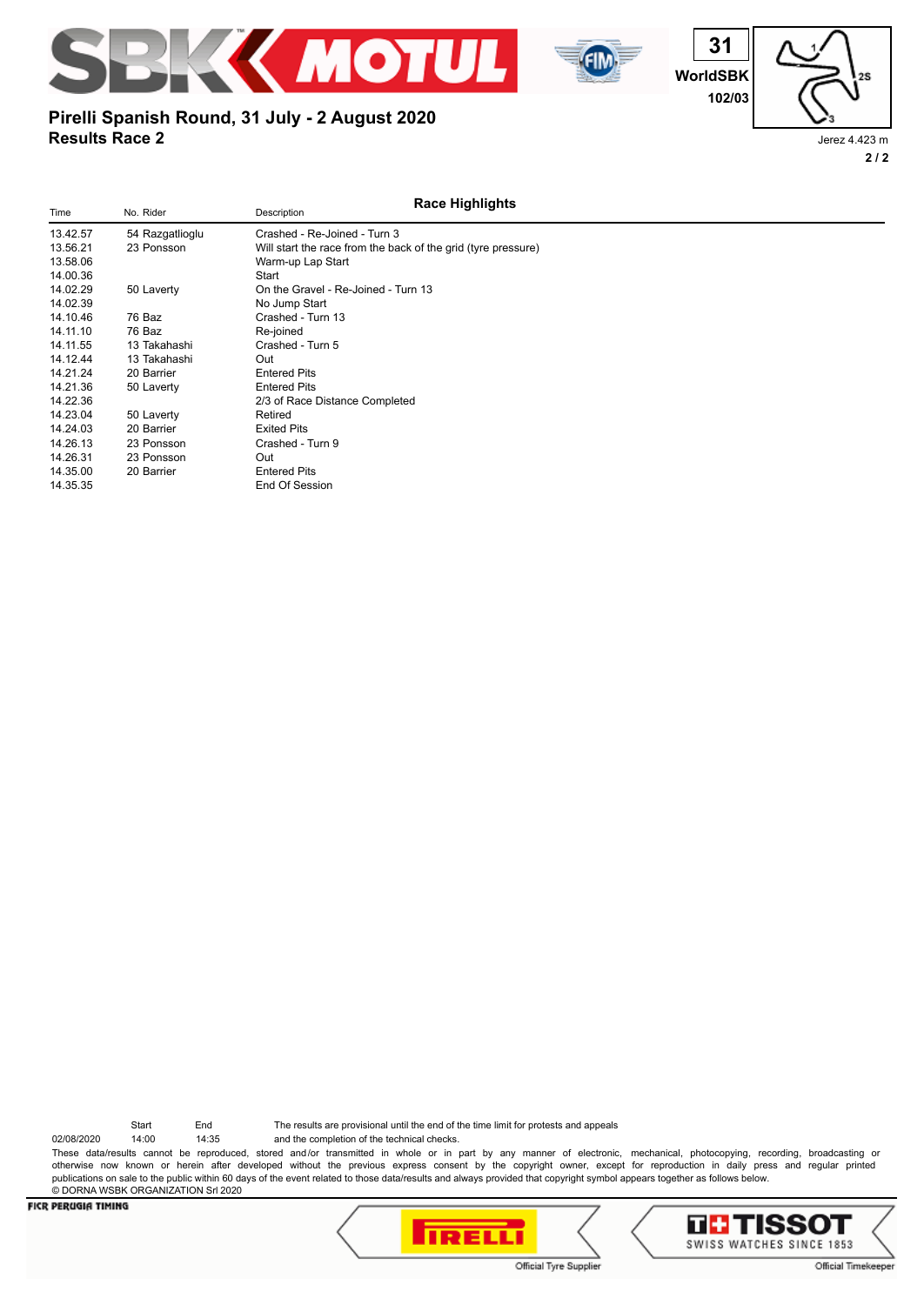# Pirelli Spanish Round, 31 July - 2 August 2020

## Results Race 2

31 WorldSBK 102/03

Jerez 4.423 m

### Race Highlights

| Time | No. Rider | Description |
|---|---|---|
| 13.42.57 | 54 Razgatlioglu | Crashed - Re-Joined - Turn 3 |
| 13.56.21 | 23 Ponsson | Will start the race from the back of the grid (tyre pressure) |
| 13.58.06 | | Warm-up Lap Start |
| 14.00.36 | | Start |
| 14.02.29 | 50 Laverty | On the Gravel - Re-Joined - Turn 13 |
| 14.02.39 | | No Jump Start |
| 14.10.46 | 76 Baz | Crashed - Turn 13 |
| 14.11.10 | 76 Baz | Re-joined |
| 14.11.55 | 13 Takahashi | Crashed - Turn 5 |
| 14.12.44 | 13 Takahashi | Out |
| 14.21.24 | 20 Barrier | Entered Pits |
| 14.21.36 | 50 Laverty | Entered Pits |
| 14.22.36 | | 2/3 of Race Distance Completed |
| 14.23.04 | 50 Laverty | Retired |
| 14.24.03 | 20 Barrier | Exited Pits |
| 14.26.13 | 23 Ponsson | Crashed - Turn 9 |
| 14.26.31 | 23 Ponsson | Out |
| 14.35.00 | 20 Barrier | Entered Pits |
| 14.35.35 | | End Of Session |

| | Start | End |
|---|---|---|
| 02/08/2020 | 14:00 | 14:35 |

The results are provisional until the end of the time limit for protests and appeals and the completion of the technical checks.

These data/results cannot be reproduced, stored and/or transmitted in whole or in part by any manner of electronic, mechanical, photocopying, recording, broadcasting or otherwise now known or herein after developed without the previous express consent by the copyright owner, except for reproduction in daily press and regular printed publications on sale to the public within 60 days of the event related to those data/results and always provided that copyright symbol appears together as follows below.
© DORNA WSBK ORGANIZATION Srl 2020

FICR PERUGIA TIMING

Official Tyre Supplier

Official Timekeeper